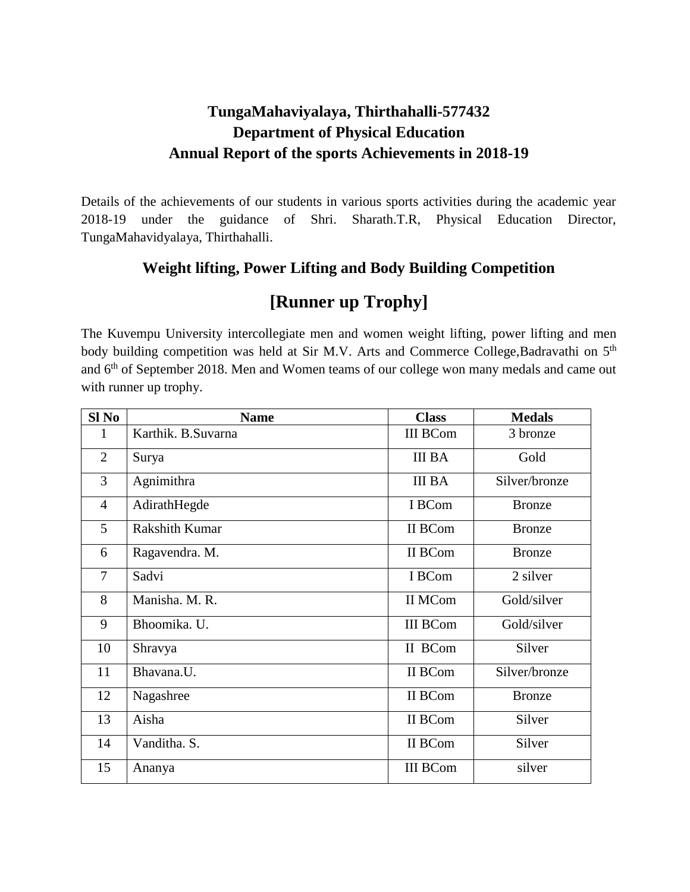# TungaMahaviyalaya, Thirthahalli-577432
## Department of Physical Education
## Annual Report of the sports Achievements in 2018-19

Details of the achievements of our students in various sports activities during the academic year 2018-19 under the guidance of Shri. Sharath.T.R, Physical Education Director, TungaMahavidyalaya, Thirthahalli.

### Weight lifting, Power Lifting and Body Building Competition

## [Runner up Trophy]

The Kuvempu University intercollegiate men and women weight lifting, power lifting and men body building competition was held at Sir M.V. Arts and Commerce College,Badravathi on 5th and 6th of September 2018. Men and Women teams of our college won many medals and came out with runner up trophy.

| Sl No | Name | Class | Medals |
|---|---|---|---|
| 1 | Karthik. B.Suvarna | III BCom | 3 bronze |
| 2 | Surya | III BA | Gold |
| 3 | Agnimithra | III BA | Silver/bronze |
| 4 | AdirathHegde | I BCom | Bronze |
| 5 | Rakshith Kumar | II BCom | Bronze |
| 6 | Ragavendra. M. | II BCom | Bronze |
| 7 | Sadvi | I BCom | 2 silver |
| 8 | Manisha. M. R. | II MCom | Gold/silver |
| 9 | Bhoomika. U. | III BCom | Gold/silver |
| 10 | Shravya | II BCom | Silver |
| 11 | Bhavana.U. | II BCom | Silver/bronze |
| 12 | Nagashree | II BCom | Bronze |
| 13 | Aisha | II BCom | Silver |
| 14 | Vanditha. S. | II BCom | Silver |
| 15 | Ananya | III BCom | silver |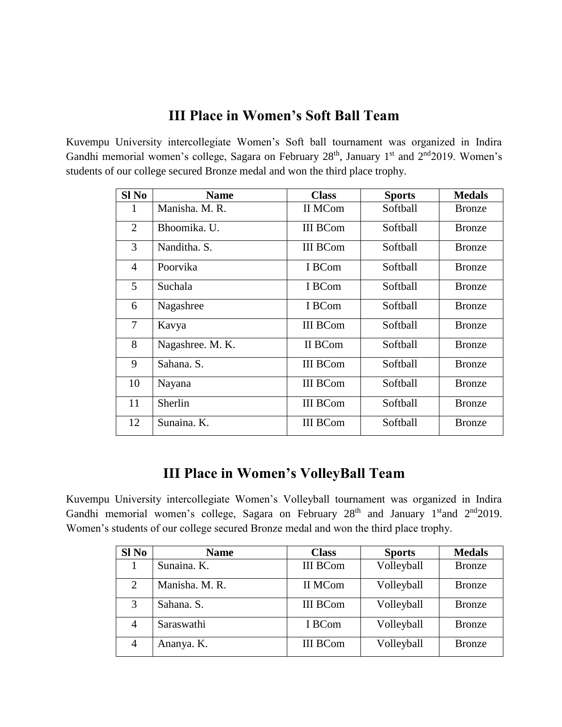## III Place in Women's Soft Ball Team

Kuvempu University intercollegiate Women's Soft ball tournament was organized in Indira Gandhi memorial women's college, Sagara on February 28th, January 1st and 2nd2019. Women's students of our college secured Bronze medal and won the third place trophy.

| Sl No | Name | Class | Sports | Medals |
|---|---|---|---|---|
| 1 | Manisha. M. R. | II MCom | Softball | Bronze |
| 2 | Bhoomika. U. | III BCom | Softball | Bronze |
| 3 | Nanditha. S. | III BCom | Softball | Bronze |
| 4 | Poorvika | I BCom | Softball | Bronze |
| 5 | Suchala | I BCom | Softball | Bronze |
| 6 | Nagashree | I BCom | Softball | Bronze |
| 7 | Kavya | III BCom | Softball | Bronze |
| 8 | Nagashree. M. K. | II BCom | Softball | Bronze |
| 9 | Sahana. S. | III BCom | Softball | Bronze |
| 10 | Nayana | III BCom | Softball | Bronze |
| 11 | Sherlin | III BCom | Softball | Bronze |
| 12 | Sunaina. K. | III BCom | Softball | Bronze |

## III Place in Women's VolleyBall Team

Kuvempu University intercollegiate Women's Volleyball tournament was organized in Indira Gandhi memorial women's college, Sagara on February 28th and January 1stand 2nd2019. Women's students of our college secured Bronze medal and won the third place trophy.

| Sl No | Name | Class | Sports | Medals |
|---|---|---|---|---|
| 1 | Sunaina. K. | III BCom | Volleyball | Bronze |
| 2 | Manisha. M. R. | II MCom | Volleyball | Bronze |
| 3 | Sahana. S. | III BCom | Volleyball | Bronze |
| 4 | Saraswathi | I BCom | Volleyball | Bronze |
| 4 | Ananya. K. | III BCom | Volleyball | Bronze |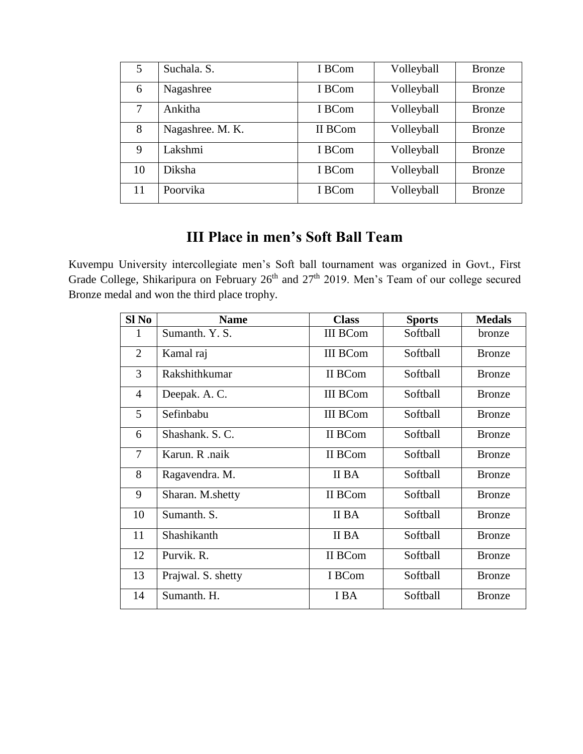| | | | | |
|---|---|---|---|---|
| 5 | Suchala. S. | I BCom | Volleyball | Bronze |
| 6 | Nagashree | I BCom | Volleyball | Bronze |
| 7 | Ankitha | I BCom | Volleyball | Bronze |
| 8 | Nagashree. M. K. | II BCom | Volleyball | Bronze |
| 9 | Lakshmi | I BCom | Volleyball | Bronze |
| 10 | Diksha | I BCom | Volleyball | Bronze |
| 11 | Poorvika | I BCom | Volleyball | Bronze |

## III Place in men's Soft Ball Team

Kuvempu University intercollegiate men's Soft ball tournament was organized in Govt., First Grade College, Shikaripura on February 26th and 27th 2019. Men's Team of our college secured Bronze medal and won the third place trophy.

| Sl No | Name | Class | Sports | Medals |
|---|---|---|---|---|
| 1 | Sumanth. Y. S. | III BCom | Softball | bronze |
| 2 | Kamal raj | III BCom | Softball | Bronze |
| 3 | Rakshithkumar | II BCom | Softball | Bronze |
| 4 | Deepak. A. C. | III BCom | Softball | Bronze |
| 5 | Sefinbabu | III BCom | Softball | Bronze |
| 6 | Shashank. S. C. | II BCom | Softball | Bronze |
| 7 | Karun. R .naik | II BCom | Softball | Bronze |
| 8 | Ragavendra. M. | II BA | Softball | Bronze |
| 9 | Sharan. M.shetty | II BCom | Softball | Bronze |
| 10 | Sumanth. S. | II BA | Softball | Bronze |
| 11 | Shashikanth | II BA | Softball | Bronze |
| 12 | Purvik. R. | II BCom | Softball | Bronze |
| 13 | Prajwal. S. shetty | I BCom | Softball | Bronze |
| 14 | Sumanth. H. | I BA | Softball | Bronze |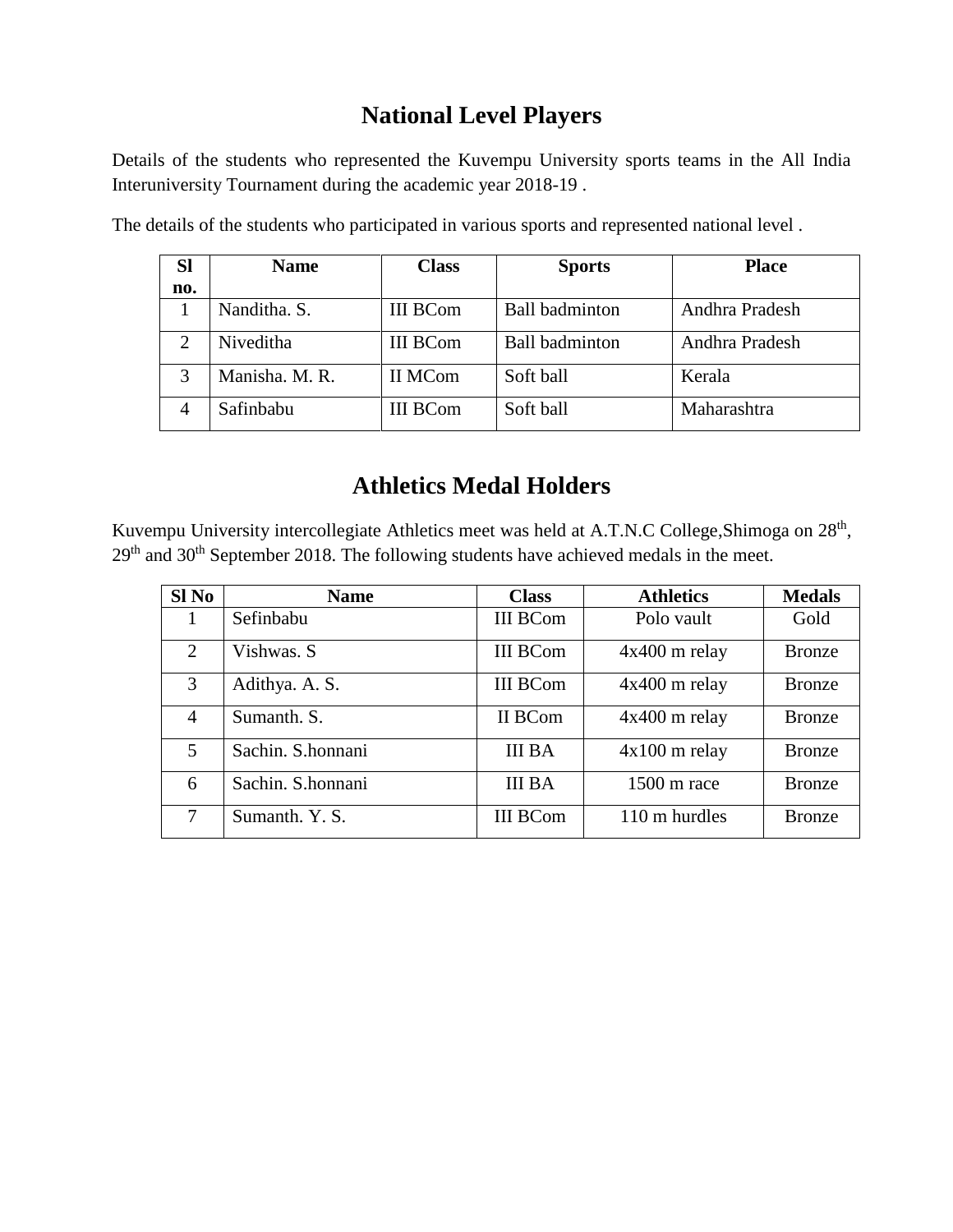# National Level Players

Details of the students who represented the Kuvempu University sports teams in the All India Interuniversity Tournament during the academic year 2018-19 .

The details of the students who participated in various sports and represented national level .

| Sl no. | Name | Class | Sports | Place |
|---|---|---|---|---|
| 1 | Nanditha. S. | III BCom | Ball badminton | Andhra Pradesh |
| 2 | Niveditha | III BCom | Ball badminton | Andhra Pradesh |
| 3 | Manisha. M. R. | II MCom | Soft ball | Kerala |
| 4 | Safinbabu | III BCom | Soft ball | Maharashtra |

# Athletics Medal Holders

Kuvempu University intercollegiate Athletics meet was held at A.T.N.C College,Shimoga on 28th, 29th and 30th September 2018. The following students have achieved medals in the meet.

| Sl No | Name | Class | Athletics | Medals |
|---|---|---|---|---|
| 1 | Sefinbabu | III BCom | Polo vault | Gold |
| 2 | Vishwas. S | III BCom | 4x400 m relay | Bronze |
| 3 | Adithya. A. S. | III BCom | 4x400 m relay | Bronze |
| 4 | Sumanth. S. | II BCom | 4x400 m relay | Bronze |
| 5 | Sachin. S.honnani | III BA | 4x100 m relay | Bronze |
| 6 | Sachin. S.honnani | III BA | 1500 m race | Bronze |
| 7 | Sumanth. Y. S. | III BCom | 110 m hurdles | Bronze |